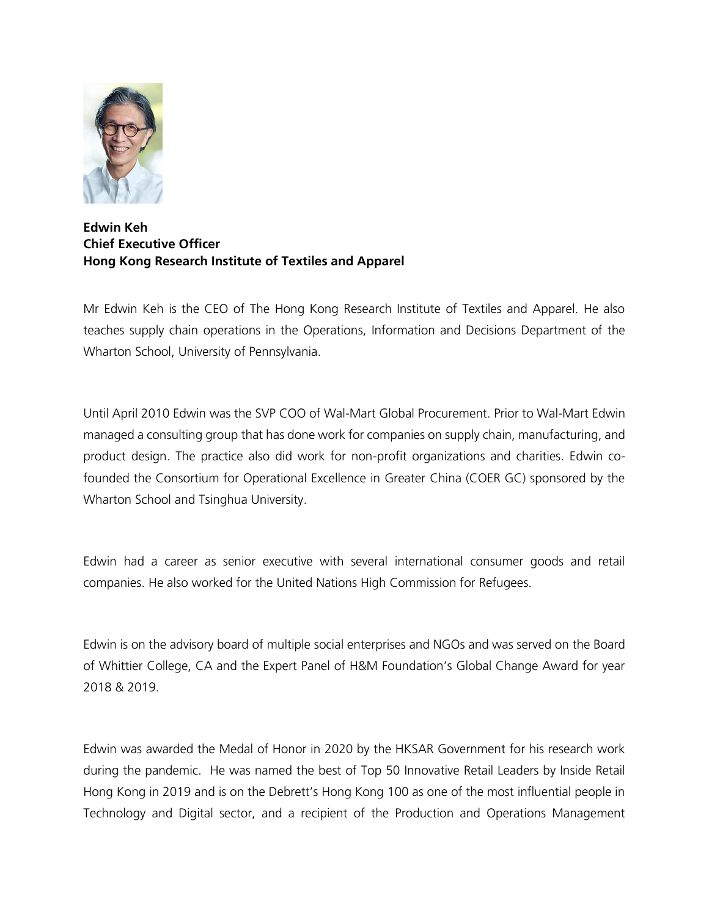**Edwin Keh**
**Chief Executive Officer**
**Hong Kong Research Institute of Textiles and Apparel**

Mr Edwin Keh is the CEO of The Hong Kong Research Institute of Textiles and Apparel. He also teaches supply chain operations in the Operations, Information and Decisions Department of the Wharton School, University of Pennsylvania.

Until April 2010 Edwin was the SVP COO of Wal-Mart Global Procurement. Prior to Wal-Mart Edwin managed a consulting group that has done work for companies on supply chain, manufacturing, and product design. The practice also did work for non-profit organizations and charities. Edwin co-founded the Consortium for Operational Excellence in Greater China (COER GC) sponsored by the Wharton School and Tsinghua University.

Edwin had a career as senior executive with several international consumer goods and retail companies. He also worked for the United Nations High Commission for Refugees.

Edwin is on the advisory board of multiple social enterprises and NGOs and was served on the Board of Whittier College, CA and the Expert Panel of H&M Foundation's Global Change Award for year 2018 & 2019.

Edwin was awarded the Medal of Honor in 2020 by the HKSAR Government for his research work during the pandemic. He was named the best of Top 50 Innovative Retail Leaders by Inside Retail Hong Kong in 2019 and is on the Debrett's Hong Kong 100 as one of the most influential people in Technology and Digital sector, and a recipient of the Production and Operations Management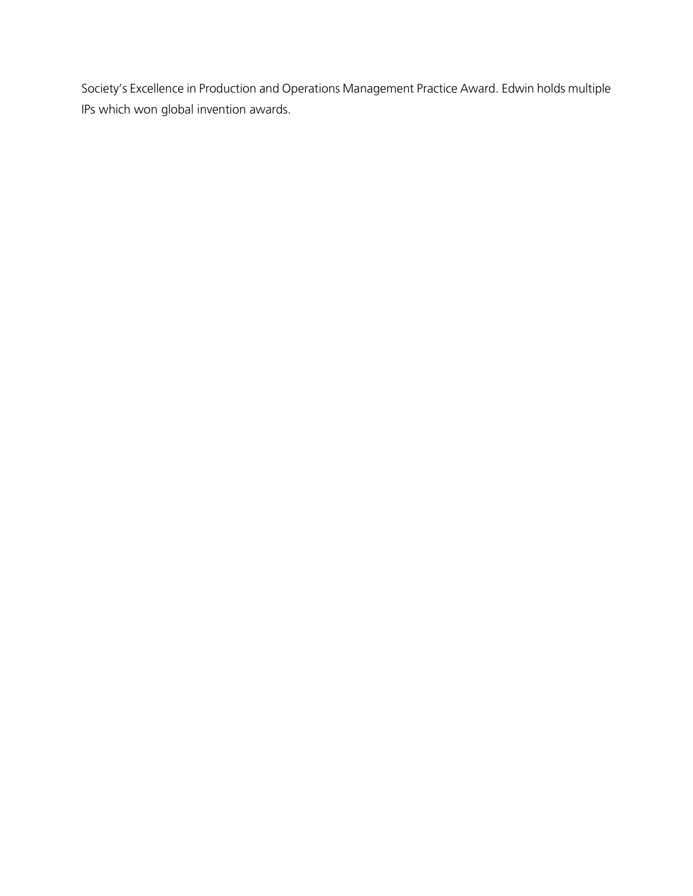Society's Excellence in Production and Operations Management Practice Award. Edwin holds multiple IPs which won global invention awards.